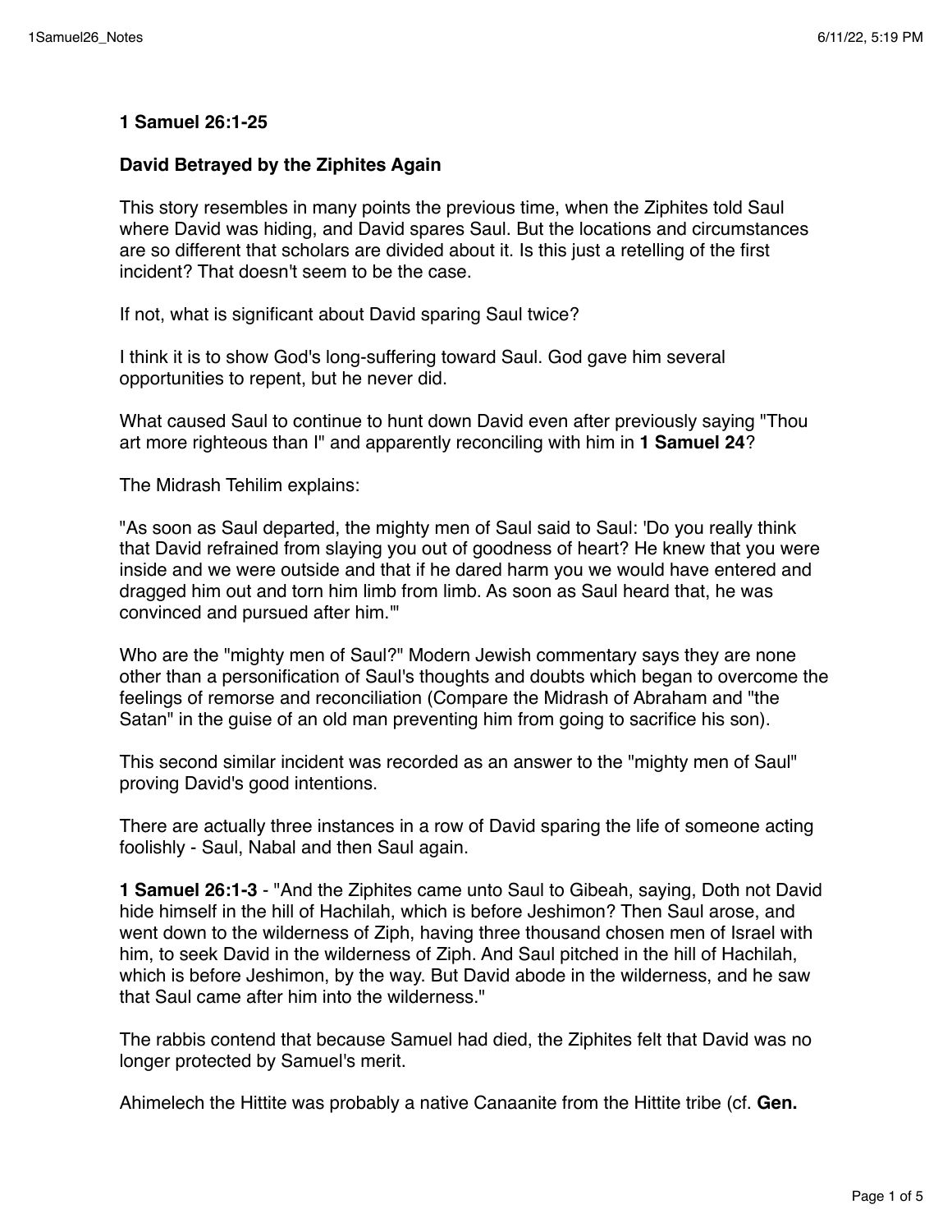**1 Samuel 26:1-25**

**David Betrayed by the Ziphites Again**

This story resembles in many points the previous time, when the Ziphites told Saul where David was hiding, and David spares Saul. But the locations and circumstances are so different that scholars are divided about it. Is this just a retelling of the first incident? That doesn't seem to be the case.

If not, what is significant about David sparing Saul twice?

I think it is to show God's long-suffering toward Saul. God gave him several opportunities to repent, but he never did.

What caused Saul to continue to hunt down David even after previously saying "Thou art more righteous than I" and apparently reconciling with him in **1 Samuel 24**?

The Midrash Tehilim explains:

"As soon as Saul departed, the mighty men of Saul said to Saul: 'Do you really think that David refrained from slaying you out of goodness of heart? He knew that you were inside and we were outside and that if he dared harm you we would have entered and dragged him out and torn him limb from limb. As soon as Saul heard that, he was convinced and pursued after him.'"

Who are the "mighty men of Saul?" Modern Jewish commentary says they are none other than a personification of Saul's thoughts and doubts which began to overcome the feelings of remorse and reconciliation (Compare the Midrash of Abraham and "the Satan" in the guise of an old man preventing him from going to sacrifice his son).

This second similar incident was recorded as an answer to the "mighty men of Saul" proving David's good intentions.

There are actually three instances in a row of David sparing the life of someone acting foolishly - Saul, Nabal and then Saul again.

**1 Samuel 26:1-3** - "And the Ziphites came unto Saul to Gibeah, saying, Doth not David hide himself in the hill of Hachilah, which is before Jeshimon? Then Saul arose, and went down to the wilderness of Ziph, having three thousand chosen men of Israel with him, to seek David in the wilderness of Ziph. And Saul pitched in the hill of Hachilah, which is before Jeshimon, by the way. But David abode in the wilderness, and he saw that Saul came after him into the wilderness."

The rabbis contend that because Samuel had died, the Ziphites felt that David was no longer protected by Samuel's merit.

Ahimelech the Hittite was probably a native Canaanite from the Hittite tribe (cf. **Gen.**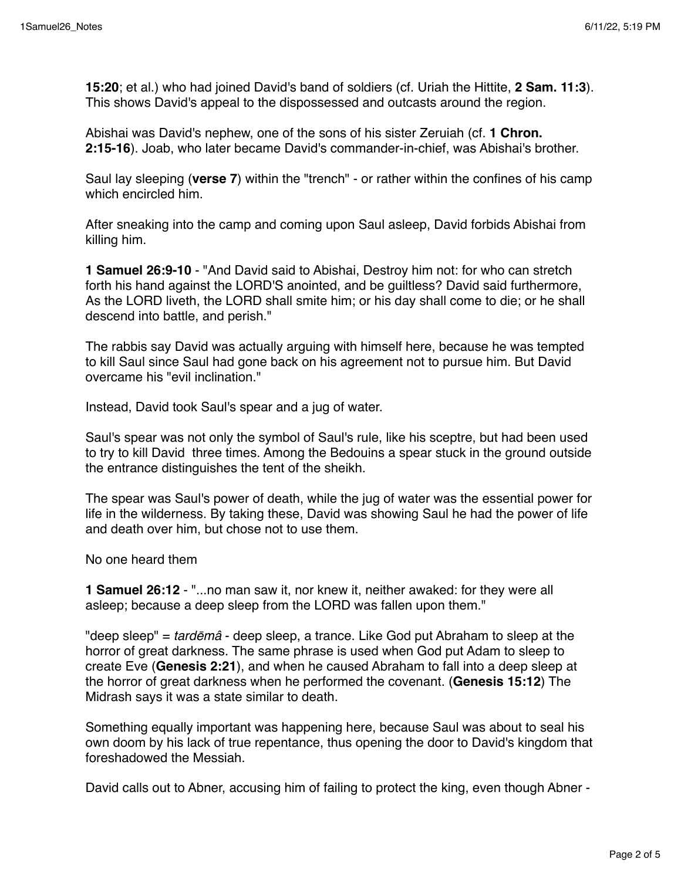**15:20**; et al.) who had joined David's band of soldiers (cf. Uriah the Hittite, **2 Sam. 11:3**). This shows David's appeal to the dispossessed and outcasts around the region.

Abishai was David's nephew, one of the sons of his sister Zeruiah (cf. **1 Chron. 2:15-16**). Joab, who later became David's commander-in-chief, was Abishai's brother.

Saul lay sleeping (**verse 7**) within the "trench" - or rather within the confines of his camp which encircled him.

After sneaking into the camp and coming upon Saul asleep, David forbids Abishai from killing him.

**1 Samuel 26:9-10** - "And David said to Abishai, Destroy him not: for who can stretch forth his hand against the LORD'S anointed, and be guiltless? David said furthermore, As the LORD liveth, the LORD shall smite him; or his day shall come to die; or he shall descend into battle, and perish."

The rabbis say David was actually arguing with himself here, because he was tempted to kill Saul since Saul had gone back on his agreement not to pursue him. But David overcame his "evil inclination."

Instead, David took Saul's spear and a jug of water.

Saul's spear was not only the symbol of Saul's rule, like his sceptre, but had been used to try to kill David three times. Among the Bedouins a spear stuck in the ground outside the entrance distinguishes the tent of the sheikh.

The spear was Saul's power of death, while the jug of water was the essential power for life in the wilderness. By taking these, David was showing Saul he had the power of life and death over him, but chose not to use them.

No one heard them

**1 Samuel 26:12** - "...no man saw it, nor knew it, neither awaked: for they were all asleep; because a deep sleep from the LORD was fallen upon them."

"deep sleep" = *tardēmâ* - deep sleep, a trance. Like God put Abraham to sleep at the horror of great darkness. The same phrase is used when God put Adam to sleep to create Eve (**Genesis 2:21**), and when he caused Abraham to fall into a deep sleep at the horror of great darkness when he performed the covenant. (**Genesis 15:12**) The Midrash says it was a state similar to death.

Something equally important was happening here, because Saul was about to seal his own doom by his lack of true repentance, thus opening the door to David's kingdom that foreshadowed the Messiah.

David calls out to Abner, accusing him of failing to protect the king, even though Abner -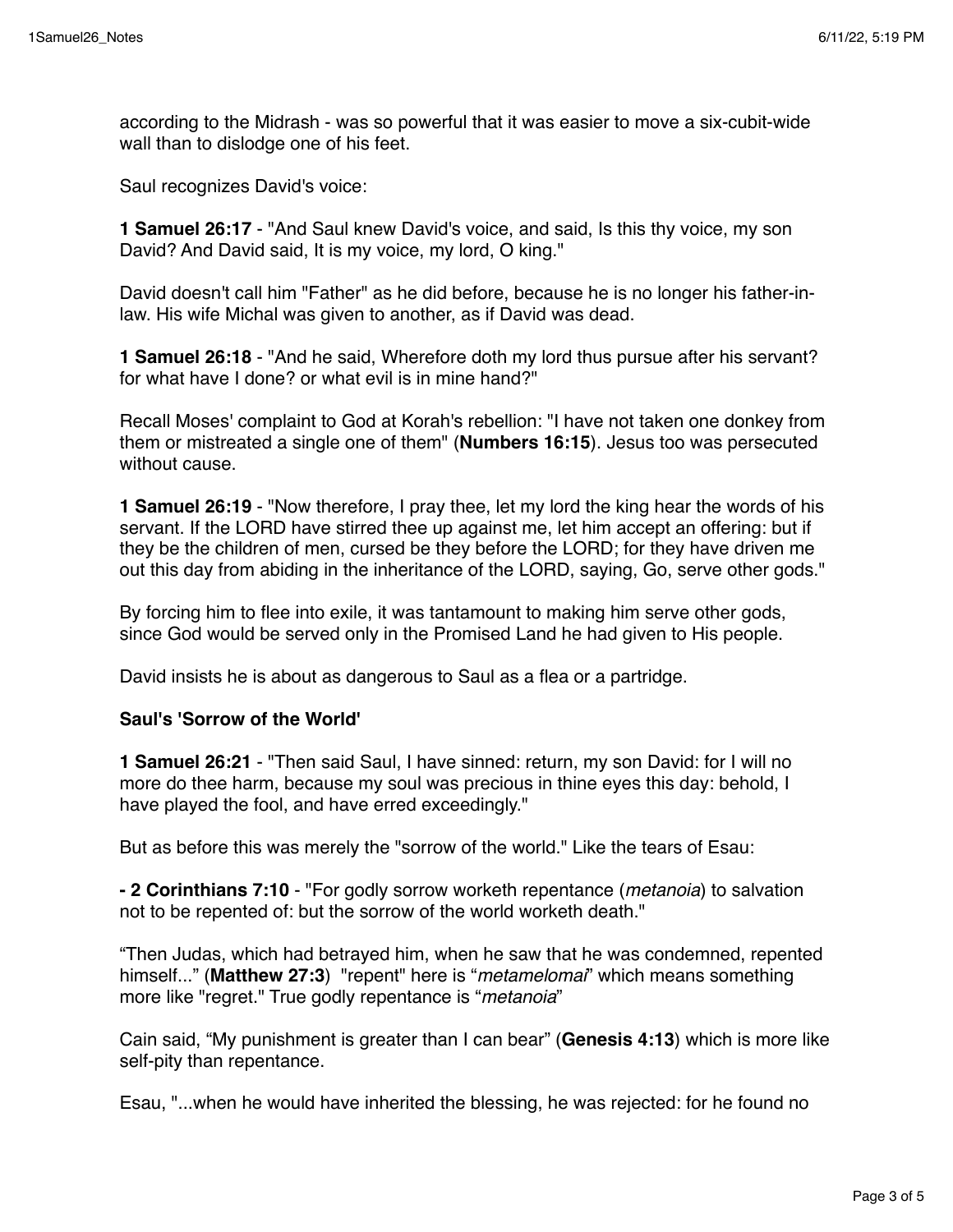according to the Midrash - was so powerful that it was easier to move a six-cubit-wide wall than to dislodge one of his feet.

Saul recognizes David's voice:

**1 Samuel 26:17** - "And Saul knew David's voice, and said, Is this thy voice, my son David? And David said, It is my voice, my lord, O king."

David doesn't call him "Father" as he did before, because he is no longer his father-in-law. His wife Michal was given to another, as if David was dead.

**1 Samuel 26:18** - "And he said, Wherefore doth my lord thus pursue after his servant? for what have I done? or what evil is in mine hand?"

Recall Moses' complaint to God at Korah's rebellion: "I have not taken one donkey from them or mistreated a single one of them" (**Numbers 16:15**). Jesus too was persecuted without cause.

**1 Samuel 26:19** - "Now therefore, I pray thee, let my lord the king hear the words of his servant. If the LORD have stirred thee up against me, let him accept an offering: but if they be the children of men, cursed be they before the LORD; for they have driven me out this day from abiding in the inheritance of the LORD, saying, Go, serve other gods."

By forcing him to flee into exile, it was tantamount to making him serve other gods, since God would be served only in the Promised Land he had given to His people.

David insists he is about as dangerous to Saul as a flea or a partridge.

**Saul's 'Sorrow of the World'**

**1 Samuel 26:21** - "Then said Saul, I have sinned: return, my son David: for I will no more do thee harm, because my soul was precious in thine eyes this day: behold, I have played the fool, and have erred exceedingly."

But as before this was merely the "sorrow of the world." Like the tears of Esau:

**- 2 Corinthians 7:10** - "For godly sorrow worketh repentance (*metanoia*) to salvation not to be repented of: but the sorrow of the world worketh death."

"Then Judas, which had betrayed him, when he saw that he was condemned, repented himself..." (**Matthew 27:3**) "repent" here is "*metamelomai*" which means something more like "regret." True godly repentance is "*metanoia*"

Cain said, "My punishment is greater than I can bear" (**Genesis 4:13**) which is more like self-pity than repentance.

Esau, "...when he would have inherited the blessing, he was rejected: for he found no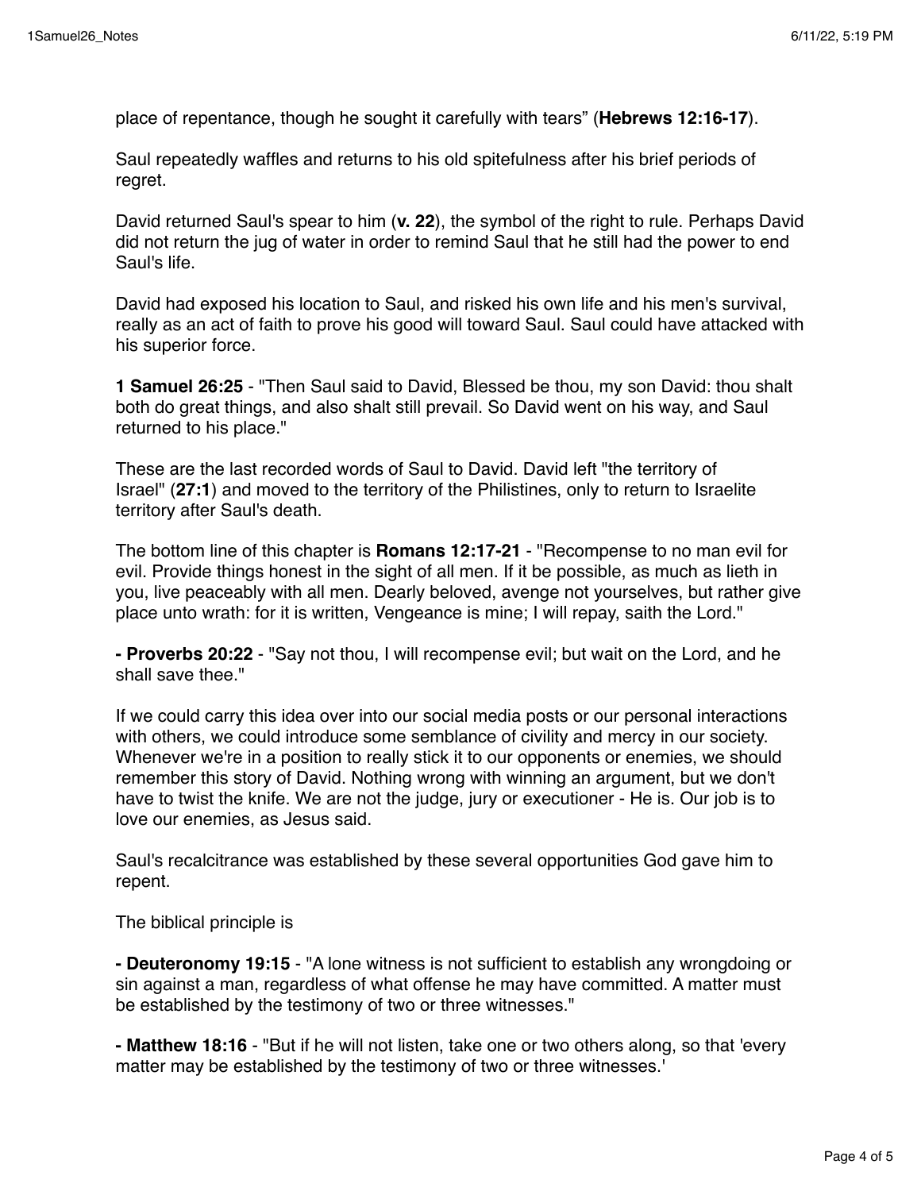place of repentance, though he sought it carefully with tears" (**Hebrews 12:16-17**).

Saul repeatedly waffles and returns to his old spitefulness after his brief periods of regret.

David returned Saul's spear to him (**v. 22**), the symbol of the right to rule. Perhaps David did not return the jug of water in order to remind Saul that he still had the power to end Saul's life.

David had exposed his location to Saul, and risked his own life and his men's survival, really as an act of faith to prove his good will toward Saul. Saul could have attacked with his superior force.

**1 Samuel 26:25** - "Then Saul said to David, Blessed be thou, my son David: thou shalt both do great things, and also shalt still prevail. So David went on his way, and Saul returned to his place."

These are the last recorded words of Saul to David. David left "the territory of Israel" (**27:1**) and moved to the territory of the Philistines, only to return to Israelite territory after Saul's death.

The bottom line of this chapter is **Romans 12:17-21** - "Recompense to no man evil for evil. Provide things honest in the sight of all men. If it be possible, as much as lieth in you, live peaceably with all men. Dearly beloved, avenge not yourselves, but rather give place unto wrath: for it is written, Vengeance is mine; I will repay, saith the Lord."

**- Proverbs 20:22** - "Say not thou, I will recompense evil; but wait on the Lord, and he shall save thee."

If we could carry this idea over into our social media posts or our personal interactions with others, we could introduce some semblance of civility and mercy in our society. Whenever we're in a position to really stick it to our opponents or enemies, we should remember this story of David. Nothing wrong with winning an argument, but we don't have to twist the knife. We are not the judge, jury or executioner - He is. Our job is to love our enemies, as Jesus said.

Saul's recalcitrance was established by these several opportunities God gave him to repent.

The biblical principle is

**- Deuteronomy 19:15** - "A lone witness is not sufficient to establish any wrongdoing or sin against a man, regardless of what offense he may have committed. A matter must be established by the testimony of two or three witnesses."

**- Matthew 18:16** - "But if he will not listen, take one or two others along, so that 'every matter may be established by the testimony of two or three witnesses.'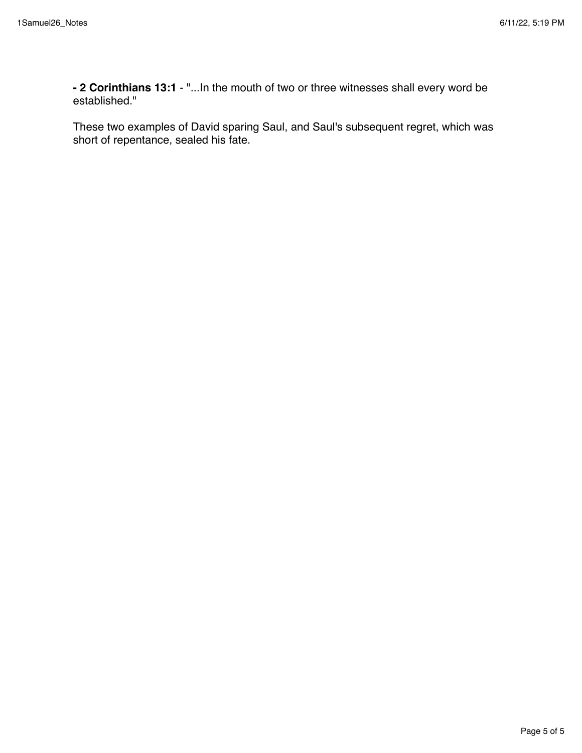**- 2 Corinthians 13:1** - "...In the mouth of two or three witnesses shall every word be established."

These two examples of David sparing Saul, and Saul's subsequent regret, which was short of repentance, sealed his fate.